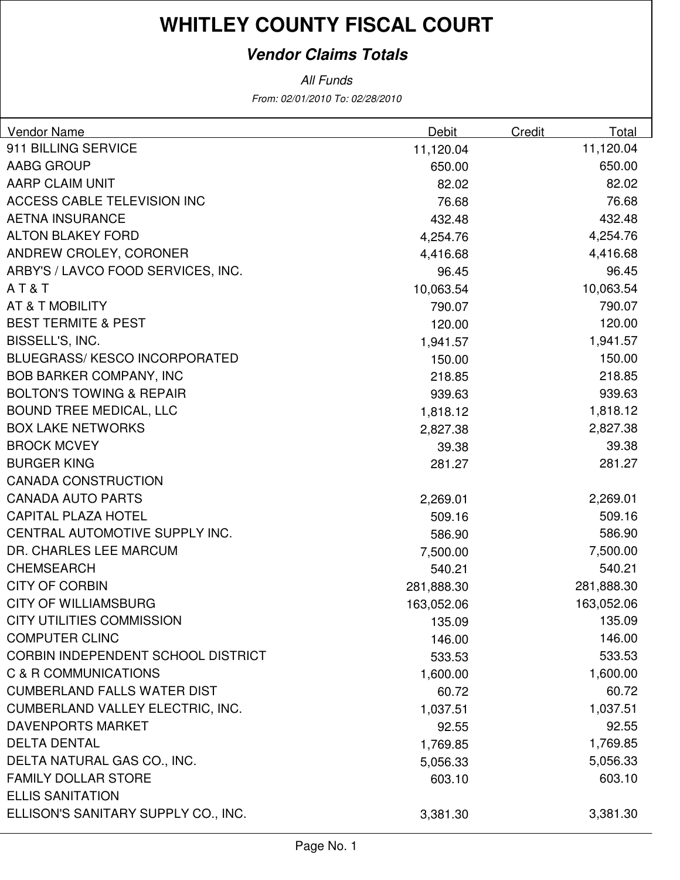# WHITLEY COUNTY FISCAL COURT

## *Vendor Claims Totals*

*All Funds*

*From: 02/01/2010 To: 02/28/2010*

| Vendor Name | Debit | Credit | Total |
|---|---|---|---|
| 911 BILLING SERVICE | 11,120.04 | | 11,120.04 |
| AABG GROUP | 650.00 | | 650.00 |
| AARP CLAIM UNIT | 82.02 | | 82.02 |
| ACCESS CABLE TELEVISION INC | 76.68 | | 76.68 |
| AETNA INSURANCE | 432.48 | | 432.48 |
| ALTON BLAKEY FORD | 4,254.76 | | 4,254.76 |
| ANDREW CROLEY, CORONER | 4,416.68 | | 4,416.68 |
| ARBY'S / LAVCO FOOD SERVICES, INC. | 96.45 | | 96.45 |
| A T & T | 10,063.54 | | 10,063.54 |
| AT & T MOBILITY | 790.07 | | 790.07 |
| BEST TERMITE & PEST | 120.00 | | 120.00 |
| BISSELL'S, INC. | 1,941.57 | | 1,941.57 |
| BLUEGRASS/ KESCO INCORPORATED | 150.00 | | 150.00 |
| BOB BARKER COMPANY, INC | 218.85 | | 218.85 |
| BOLTON'S TOWING & REPAIR | 939.63 | | 939.63 |
| BOUND TREE MEDICAL, LLC | 1,818.12 | | 1,818.12 |
| BOX LAKE NETWORKS | 2,827.38 | | 2,827.38 |
| BROCK MCVEY | 39.38 | | 39.38 |
| BURGER KING | 281.27 | | 281.27 |
| CANADA CONSTRUCTION | | | |
| CANADA AUTO PARTS | 2,269.01 | | 2,269.01 |
| CAPITAL PLAZA HOTEL | 509.16 | | 509.16 |
| CENTRAL AUTOMOTIVE SUPPLY INC. | 586.90 | | 586.90 |
| DR. CHARLES LEE MARCUM | 7,500.00 | | 7,500.00 |
| CHEMSEARCH | 540.21 | | 540.21 |
| CITY OF CORBIN | 281,888.30 | | 281,888.30 |
| CITY OF WILLIAMSBURG | 163,052.06 | | 163,052.06 |
| CITY UTILITIES COMMISSION | 135.09 | | 135.09 |
| COMPUTER CLINC | 146.00 | | 146.00 |
| CORBIN INDEPENDENT SCHOOL DISTRICT | 533.53 | | 533.53 |
| C & R COMMUNICATIONS | 1,600.00 | | 1,600.00 |
| CUMBERLAND FALLS WATER DIST | 60.72 | | 60.72 |
| CUMBERLAND VALLEY ELECTRIC, INC. | 1,037.51 | | 1,037.51 |
| DAVENPORTS MARKET | 92.55 | | 92.55 |
| DELTA DENTAL | 1,769.85 | | 1,769.85 |
| DELTA NATURAL GAS CO., INC. | 5,056.33 | | 5,056.33 |
| FAMILY DOLLAR STORE | 603.10 | | 603.10 |
| ELLIS SANITATION | | | |
| ELLISON'S SANITARY SUPPLY CO., INC. | 3,381.30 | | 3,381.30 |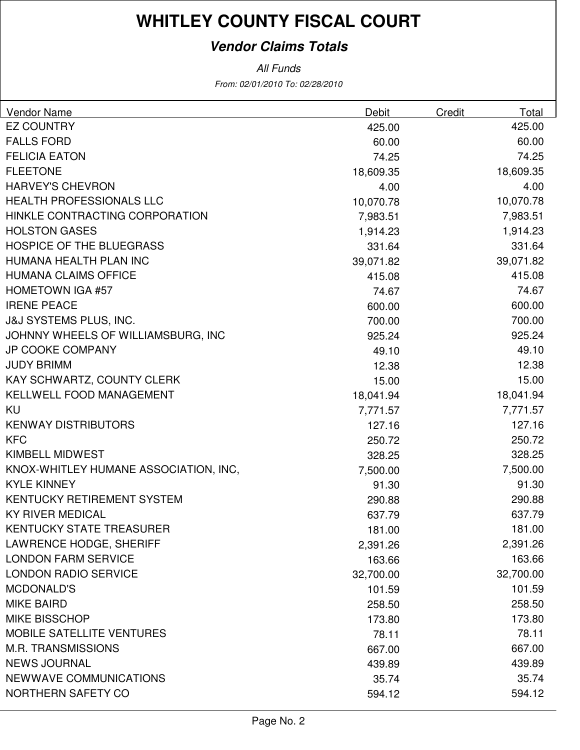# WHITLEY COUNTY FISCAL COURT

## *Vendor Claims Totals*

*All Funds*

*From: 02/01/2010 To: 02/28/2010*

| Vendor Name | Debit | Credit | Total |
|---|---|---|---|
| EZ COUNTRY | 425.00 | | 425.00 |
| FALLS FORD | 60.00 | | 60.00 |
| FELICIA EATON | 74.25 | | 74.25 |
| FLEETONE | 18,609.35 | | 18,609.35 |
| HARVEY'S CHEVRON | 4.00 | | 4.00 |
| HEALTH PROFESSIONALS LLC | 10,070.78 | | 10,070.78 |
| HINKLE CONTRACTING CORPORATION | 7,983.51 | | 7,983.51 |
| HOLSTON GASES | 1,914.23 | | 1,914.23 |
| HOSPICE OF THE BLUEGRASS | 331.64 | | 331.64 |
| HUMANA HEALTH PLAN INC | 39,071.82 | | 39,071.82 |
| HUMANA CLAIMS OFFICE | 415.08 | | 415.08 |
| HOMETOWN IGA #57 | 74.67 | | 74.67 |
| IRENE PEACE | 600.00 | | 600.00 |
| J&J SYSTEMS PLUS, INC. | 700.00 | | 700.00 |
| JOHNNY WHEELS OF WILLIAMSBURG, INC | 925.24 | | 925.24 |
| JP COOKE COMPANY | 49.10 | | 49.10 |
| JUDY BRIMM | 12.38 | | 12.38 |
| KAY SCHWARTZ, COUNTY CLERK | 15.00 | | 15.00 |
| KELLWELL FOOD MANAGEMENT | 18,041.94 | | 18,041.94 |
| KU | 7,771.57 | | 7,771.57 |
| KENWAY DISTRIBUTORS | 127.16 | | 127.16 |
| KFC | 250.72 | | 250.72 |
| KIMBELL MIDWEST | 328.25 | | 328.25 |
| KNOX-WHITLEY HUMANE ASSOCIATION, INC, | 7,500.00 | | 7,500.00 |
| KYLE KINNEY | 91.30 | | 91.30 |
| KENTUCKY RETIREMENT SYSTEM | 290.88 | | 290.88 |
| KY RIVER MEDICAL | 637.79 | | 637.79 |
| KENTUCKY STATE TREASURER | 181.00 | | 181.00 |
| LAWRENCE HODGE, SHERIFF | 2,391.26 | | 2,391.26 |
| LONDON FARM SERVICE | 163.66 | | 163.66 |
| LONDON RADIO SERVICE | 32,700.00 | | 32,700.00 |
| MCDONALD'S | 101.59 | | 101.59 |
| MIKE BAIRD | 258.50 | | 258.50 |
| MIKE BISSCHOP | 173.80 | | 173.80 |
| MOBILE SATELLITE VENTURES | 78.11 | | 78.11 |
| M.R. TRANSMISSIONS | 667.00 | | 667.00 |
| NEWS JOURNAL | 439.89 | | 439.89 |
| NEWWAVE COMMUNICATIONS | 35.74 | | 35.74 |
| NORTHERN SAFETY CO | 594.12 | | 594.12 |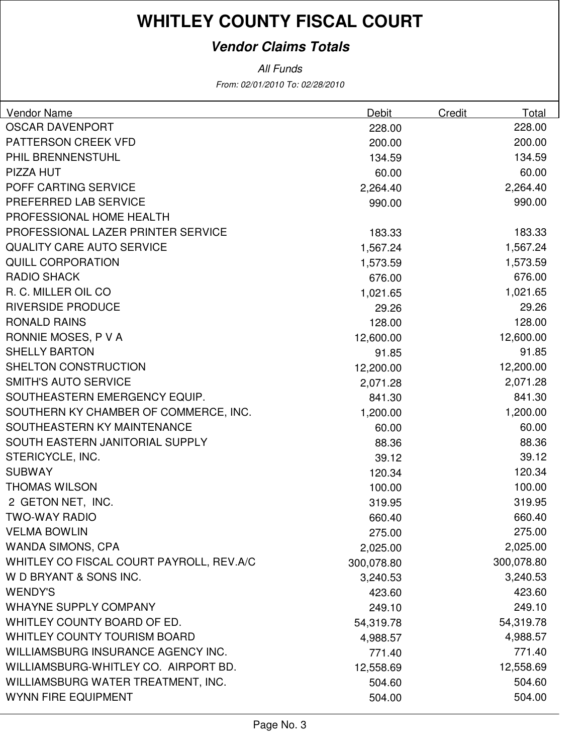# WHITLEY COUNTY FISCAL COURT

## *Vendor Claims Totals*

*All Funds*

*From: 02/01/2010 To: 02/28/2010*

| Vendor Name | Debit | Credit | Total |
|---|---|---|---|
| OSCAR DAVENPORT | 228.00 | | 228.00 |
| PATTERSON CREEK VFD | 200.00 | | 200.00 |
| PHIL BRENNENSTUHL | 134.59 | | 134.59 |
| PIZZA HUT | 60.00 | | 60.00 |
| POFF CARTING SERVICE | 2,264.40 | | 2,264.40 |
| PREFERRED LAB SERVICE | 990.00 | | 990.00 |
| PROFESSIONAL HOME HEALTH | | | |
| PROFESSIONAL LAZER PRINTER SERVICE | 183.33 | | 183.33 |
| QUALITY CARE AUTO SERVICE | 1,567.24 | | 1,567.24 |
| QUILL CORPORATION | 1,573.59 | | 1,573.59 |
| RADIO SHACK | 676.00 | | 676.00 |
| R. C. MILLER OIL CO | 1,021.65 | | 1,021.65 |
| RIVERSIDE PRODUCE | 29.26 | | 29.26 |
| RONALD RAINS | 128.00 | | 128.00 |
| RONNIE MOSES, P V A | 12,600.00 | | 12,600.00 |
| SHELLY BARTON | 91.85 | | 91.85 |
| SHELTON CONSTRUCTION | 12,200.00 | | 12,200.00 |
| SMITH'S AUTO SERVICE | 2,071.28 | | 2,071.28 |
| SOUTHEASTERN EMERGENCY EQUIP. | 841.30 | | 841.30 |
| SOUTHERN KY CHAMBER OF COMMERCE, INC. | 1,200.00 | | 1,200.00 |
| SOUTHEASTERN KY MAINTENANCE | 60.00 | | 60.00 |
| SOUTH EASTERN JANITORIAL SUPPLY | 88.36 | | 88.36 |
| STERICYCLE, INC. | 39.12 | | 39.12 |
| SUBWAY | 120.34 | | 120.34 |
| THOMAS WILSON | 100.00 | | 100.00 |
| 2 GETON NET, INC. | 319.95 | | 319.95 |
| TWO-WAY RADIO | 660.40 | | 660.40 |
| VELMA BOWLIN | 275.00 | | 275.00 |
| WANDA SIMONS, CPA | 2,025.00 | | 2,025.00 |
| WHITLEY CO FISCAL COURT PAYROLL, REV.A/C | 300,078.80 | | 300,078.80 |
| W D BRYANT & SONS INC. | 3,240.53 | | 3,240.53 |
| WENDY'S | 423.60 | | 423.60 |
| WHAYNE SUPPLY COMPANY | 249.10 | | 249.10 |
| WHITLEY COUNTY BOARD OF ED. | 54,319.78 | | 54,319.78 |
| WHITLEY COUNTY TOURISM BOARD | 4,988.57 | | 4,988.57 |
| WILLIAMSBURG INSURANCE AGENCY INC. | 771.40 | | 771.40 |
| WILLIAMSBURG-WHITLEY CO. AIRPORT BD. | 12,558.69 | | 12,558.69 |
| WILLIAMSBURG WATER TREATMENT, INC. | 504.60 | | 504.60 |
| WYNN FIRE EQUIPMENT | 504.00 | | 504.00 |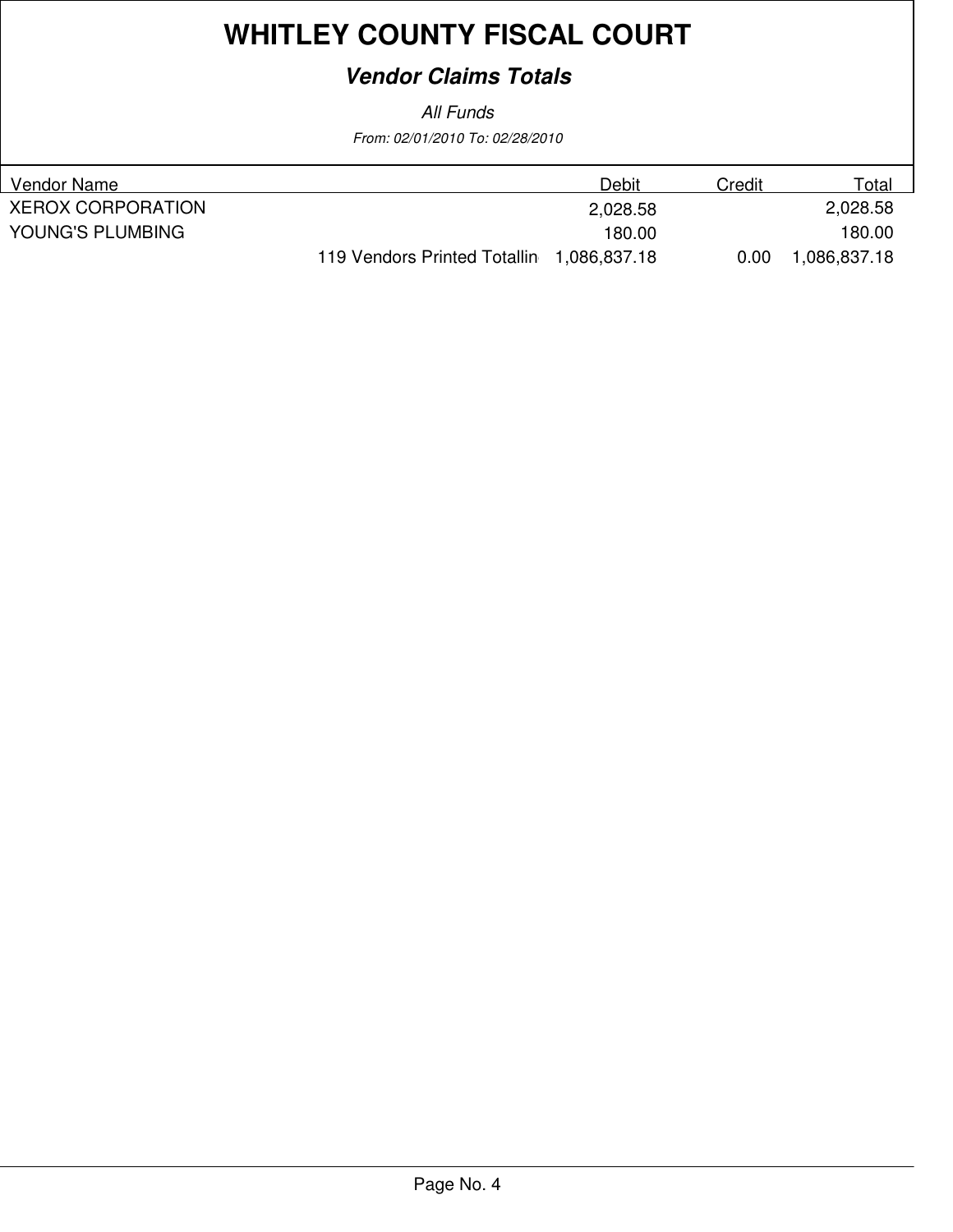# WHITLEY COUNTY FISCAL COURT

## *Vendor Claims Totals*

*All Funds*

*From: 02/01/2010 To: 02/28/2010*

| Vendor Name | | Debit | Credit | Total |
|---|---|---|---|---|
| XEROX CORPORATION | | 2,028.58 | | 2,028.58 |
| YOUNG'S PLUMBING | | 180.00 | | 180.00 |
| | 119 Vendors Printed Totallin | 1,086,837.18 | 0.00 | 1,086,837.18 |